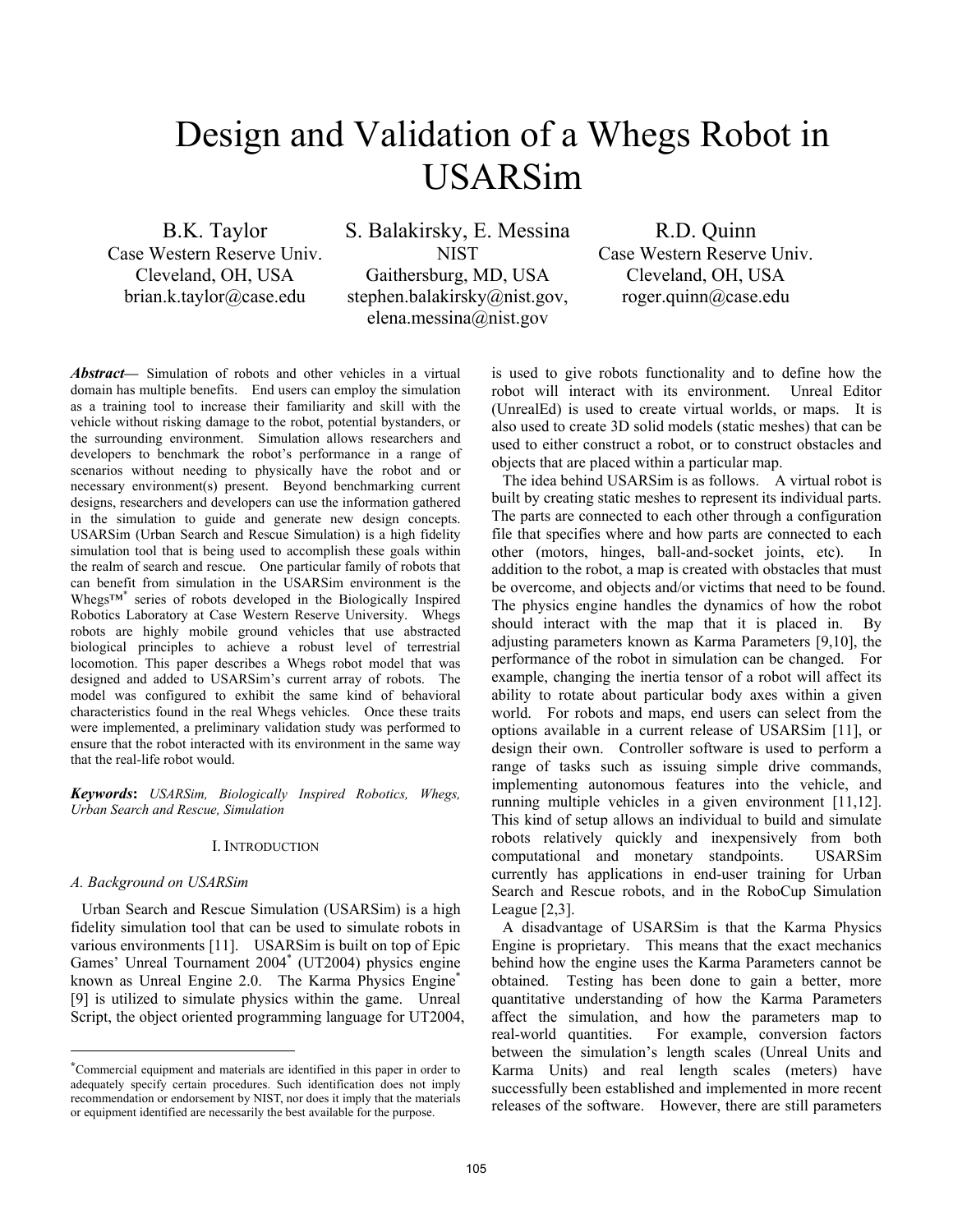# Design and Validation of a Whegs Robot in USARSim

B.K. Taylor
Case Western Reserve Univ.
Cleveland, OH, USA
brian.k.taylor@case.edu

S. Balakirsky, E. Messina
NIST
Gaithersburg, MD, USA
stephen.balakirsky@nist.gov, elena.messina@nist.gov

R.D. Quinn
Case Western Reserve Univ.
Cleveland, OH, USA
roger.quinn@case.edu

***Abstract*—** Simulation of robots and other vehicles in a virtual domain has multiple benefits. End users can employ the simulation as a training tool to increase their familiarity and skill with the vehicle without risking damage to the robot, potential bystanders, or the surrounding environment. Simulation allows researchers and developers to benchmark the robot's performance in a range of scenarios without needing to physically have the robot and or necessary environment(s) present. Beyond benchmarking current designs, researchers and developers can use the information gathered in the simulation to guide and generate new design concepts. USARSim (Urban Search and Rescue Simulation) is a high fidelity simulation tool that is being used to accomplish these goals within the realm of search and rescue. One particular family of robots that can benefit from simulation in the USARSim environment is the Whegs™* series of robots developed in the Biologically Inspired Robotics Laboratory at Case Western Reserve University. Whegs robots are highly mobile ground vehicles that use abstracted biological principles to achieve a robust level of terrestrial locomotion. This paper describes a Whegs robot model that was designed and added to USARSim's current array of robots. The model was configured to exhibit the same kind of behavioral characteristics found in the real Whegs vehicles. Once these traits were implemented, a preliminary validation study was performed to ensure that the robot interacted with its environment in the same way that the real-life robot would.

***Keywords*:** *USARSim, Biologically Inspired Robotics, Whegs, Urban Search and Rescue, Simulation*

## I. Introduction

### *A. Background on USARSim*

Urban Search and Rescue Simulation (USARSim) is a high fidelity simulation tool that can be used to simulate robots in various environments [11]. USARSim is built on top of Epic Games' Unreal Tournament 2004* (UT2004) physics engine known as Unreal Engine 2.0. The Karma Physics Engine* [9] is utilized to simulate physics within the game. Unreal Script, the object oriented programming language for UT2004, is used to give robots functionality and to define how the robot will interact with its environment. Unreal Editor (UnrealEd) is used to create virtual worlds, or maps. It is also used to create 3D solid models (static meshes) that can be used to either construct a robot, or to construct obstacles and objects that are placed within a particular map.

The idea behind USARSim is as follows. A virtual robot is built by creating static meshes to represent its individual parts. The parts are connected to each other through a configuration file that specifies where and how parts are connected to each other (motors, hinges, ball-and-socket joints, etc). In addition to the robot, a map is created with obstacles that must be overcome, and objects and/or victims that need to be found. The physics engine handles the dynamics of how the robot should interact with the map that it is placed in. By adjusting parameters known as Karma Parameters [9,10], the performance of the robot in simulation can be changed. For example, changing the inertia tensor of a robot will affect its ability to rotate about particular body axes within a given world. For robots and maps, end users can select from the options available in a current release of USARSim [11], or design their own. Controller software is used to perform a range of tasks such as issuing simple drive commands, implementing autonomous features into the vehicle, and running multiple vehicles in a given environment [11,12]. This kind of setup allows an individual to build and simulate robots relatively quickly and inexpensively from both computational and monetary standpoints. USARSim currently has applications in end-user training for Urban Search and Rescue robots, and in the RoboCup Simulation League [2,3].

A disadvantage of USARSim is that the Karma Physics Engine is proprietary. This means that the exact mechanics behind how the engine uses the Karma Parameters cannot be obtained. Testing has been done to gain a better, more quantitative understanding of how the Karma Parameters affect the simulation, and how the parameters map to real-world quantities. For example, conversion factors between the simulation's length scales (Unreal Units and Karma Units) and real length scales (meters) have successfully been established and implemented in more recent releases of the software. However, there are still parameters

*Commercial equipment and materials are identified in this paper in order to adequately specify certain procedures. Such identification does not imply recommendation or endorsement by NIST, nor does it imply that the materials or equipment identified are necessarily the best available for the purpose.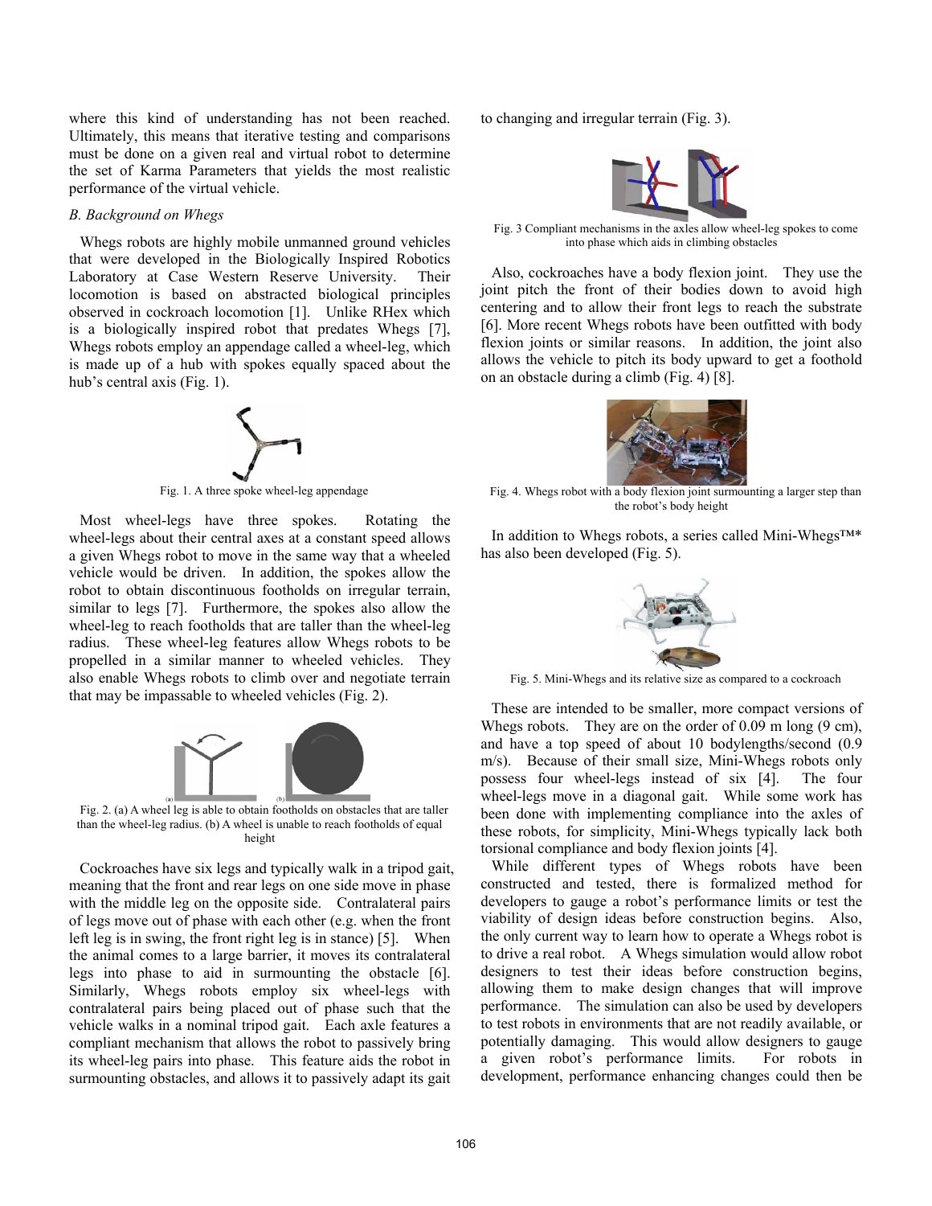where this kind of understanding has not been reached. Ultimately, this means that iterative testing and comparisons must be done on a given real and virtual robot to determine the set of Karma Parameters that yields the most realistic performance of the virtual vehicle.

### *B. Background on Whegs*

Whegs robots are highly mobile unmanned ground vehicles that were developed in the Biologically Inspired Robotics Laboratory at Case Western Reserve University. Their locomotion is based on abstracted biological principles observed in cockroach locomotion [1]. Unlike RHex which is a biologically inspired robot that predates Whegs [7], Whegs robots employ an appendage called a wheel-leg, which is made up of a hub with spokes equally spaced about the hub's central axis (Fig. 1).

Fig. 1. A three spoke wheel-leg appendage

Most wheel-legs have three spokes. Rotating the wheel-legs about their central axes at a constant speed allows a given Whegs robot to move in the same way that a wheeled vehicle would be driven. In addition, the spokes allow the robot to obtain discontinuous footholds on irregular terrain, similar to legs [7]. Furthermore, the spokes also allow the wheel-leg to reach footholds that are taller than the wheel-leg radius. These wheel-leg features allow Whegs robots to be propelled in a similar manner to wheeled vehicles. They also enable Whegs robots to climb over and negotiate terrain that may be impassable to wheeled vehicles (Fig. 2).

Fig. 2. (a) A wheel leg is able to obtain footholds on obstacles that are taller than the wheel-leg radius. (b) A wheel is unable to reach footholds of equal height

Cockroaches have six legs and typically walk in a tripod gait, meaning that the front and rear legs on one side move in phase with the middle leg on the opposite side. Contralateral pairs of legs move out of phase with each other (e.g. when the front left leg is in swing, the front right leg is in stance) [5]. When the animal comes to a large barrier, it moves its contralateral legs into phase to aid in surmounting the obstacle [6]. Similarly, Whegs robots employ six wheel-legs with contralateral pairs being placed out of phase such that the vehicle walks in a nominal tripod gait. Each axle features a compliant mechanism that allows the robot to passively bring its wheel-leg pairs into phase. This feature aids the robot in surmounting obstacles, and allows it to passively adapt its gait to changing and irregular terrain (Fig. 3).

Fig. 3 Compliant mechanisms in the axles allow wheel-leg spokes to come into phase which aids in climbing obstacles

Also, cockroaches have a body flexion joint. They use the joint pitch the front of their bodies down to avoid high centering and to allow their front legs to reach the substrate [6]. More recent Whegs robots have been outfitted with body flexion joints or similar reasons. In addition, the joint also allows the vehicle to pitch its body upward to get a foothold on an obstacle during a climb (Fig. 4) [8].

Fig. 4. Whegs robot with a body flexion joint surmounting a larger step than the robot's body height

In addition to Whegs robots, a series called Mini-Whegs™* has also been developed (Fig. 5).

Fig. 5. Mini-Whegs and its relative size as compared to a cockroach

These are intended to be smaller, more compact versions of Whegs robots. They are on the order of 0.09 m long (9 cm), and have a top speed of about 10 bodylengths/second (0.9 m/s). Because of their small size, Mini-Whegs robots only possess four wheel-legs instead of six [4]. The four wheel-legs move in a diagonal gait. While some work has been done with implementing compliance into the axles of these robots, for simplicity, Mini-Whegs typically lack both torsional compliance and body flexion joints [4].

While different types of Whegs robots have been constructed and tested, there is formalized method for developers to gauge a robot's performance limits or test the viability of design ideas before construction begins. Also, the only current way to learn how to operate a Whegs robot is to drive a real robot. A Whegs simulation would allow robot designers to test their ideas before construction begins, allowing them to make design changes that will improve performance. The simulation can also be used by developers to test robots in environments that are not readily available, or potentially damaging. This would allow designers to gauge a given robot's performance limits. For robots in development, performance enhancing changes could then be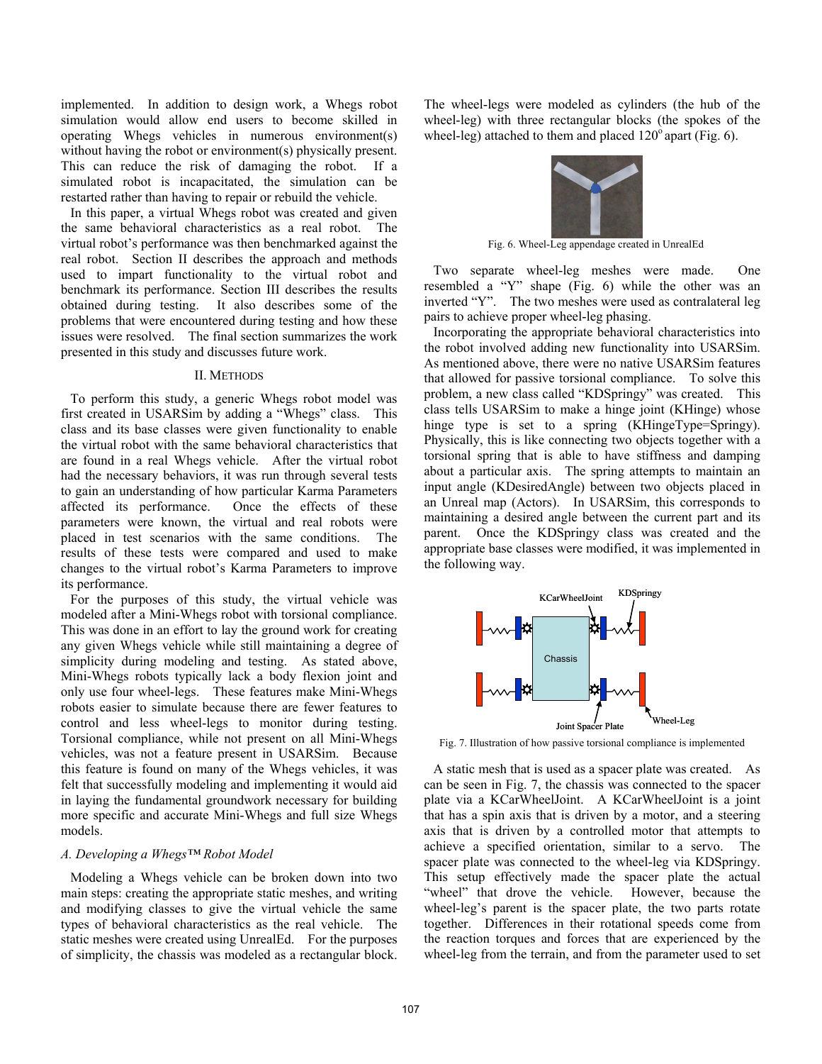implemented. In addition to design work, a Whegs robot simulation would allow end users to become skilled in operating Whegs vehicles in numerous environment(s) without having the robot or environment(s) physically present. This can reduce the risk of damaging the robot. If a simulated robot is incapacitated, the simulation can be restarted rather than having to repair or rebuild the vehicle.

In this paper, a virtual Whegs robot was created and given the same behavioral characteristics as a real robot. The virtual robot's performance was then benchmarked against the real robot. Section II describes the approach and methods used to impart functionality to the virtual robot and benchmark its performance. Section III describes the results obtained during testing. It also describes some of the problems that were encountered during testing and how these issues were resolved. The final section summarizes the work presented in this study and discusses future work.

## II. Methods

To perform this study, a generic Whegs robot model was first created in USARSim by adding a "Whegs" class. This class and its base classes were given functionality to enable the virtual robot with the same behavioral characteristics that are found in a real Whegs vehicle. After the virtual robot had the necessary behaviors, it was run through several tests to gain an understanding of how particular Karma Parameters affected its performance. Once the effects of these parameters were known, the virtual and real robots were placed in test scenarios with the same conditions. The results of these tests were compared and used to make changes to the virtual robot's Karma Parameters to improve its performance.

For the purposes of this study, the virtual vehicle was modeled after a Mini-Whegs robot with torsional compliance. This was done in an effort to lay the ground work for creating any given Whegs vehicle while still maintaining a degree of simplicity during modeling and testing. As stated above, Mini-Whegs robots typically lack a body flexion joint and only use four wheel-legs. These features make Mini-Whegs robots easier to simulate because there are fewer features to control and less wheel-legs to monitor during testing. Torsional compliance, while not present on all Mini-Whegs vehicles, was not a feature present in USARSim. Because this feature is found on many of the Whegs vehicles, it was felt that successfully modeling and implementing it would aid in laying the fundamental groundwork necessary for building more specific and accurate Mini-Whegs and full size Whegs models.

### *A. Developing a Whegs™ Robot Model*

Modeling a Whegs vehicle can be broken down into two main steps: creating the appropriate static meshes, and writing and modifying classes to give the virtual vehicle the same types of behavioral characteristics as the real vehicle. The static meshes were created using UnrealEd. For the purposes of simplicity, the chassis was modeled as a rectangular block. The wheel-legs were modeled as cylinders (the hub of the wheel-leg) with three rectangular blocks (the spokes of the wheel-leg) attached to them and placed 120° apart (Fig. 6).

Fig. 6. Wheel-Leg appendage created in UnrealEd

Two separate wheel-leg meshes were made. One resembled a "Y" shape (Fig. 6) while the other was an inverted "Y". The two meshes were used as contralateral leg pairs to achieve proper wheel-leg phasing.

Incorporating the appropriate behavioral characteristics into the robot involved adding new functionality into USARSim. As mentioned above, there were no native USARSim features that allowed for passive torsional compliance. To solve this problem, a new class called "KDSpringy" was created. This class tells USARSim to make a hinge joint (KHinge) whose hinge type is set to a spring (KHingeType=Springy). Physically, this is like connecting two objects together with a torsional spring that is able to have stiffness and damping about a particular axis. The spring attempts to maintain an input angle (KDesiredAngle) between two objects placed in an Unreal map (Actors). In USARSim, this corresponds to maintaining a desired angle between the current part and its parent. Once the KDSpringy class was created and the appropriate base classes were modified, it was implemented in the following way.

Fig. 7. Illustration of how passive torsional compliance is implemented

A static mesh that is used as a spacer plate was created. As can be seen in Fig. 7, the chassis was connected to the spacer plate via a KCarWheelJoint. A KCarWheelJoint is a joint that has a spin axis that is driven by a motor, and a steering axis that is driven by a controlled motor that attempts to achieve a specified orientation, similar to a servo. The spacer plate was connected to the wheel-leg via KDSpringy. This setup effectively made the spacer plate the actual "wheel" that drove the vehicle. However, because the wheel-leg's parent is the spacer plate, the two parts rotate together. Differences in their rotational speeds come from the reaction torques and forces that are experienced by the wheel-leg from the terrain, and from the parameter used to set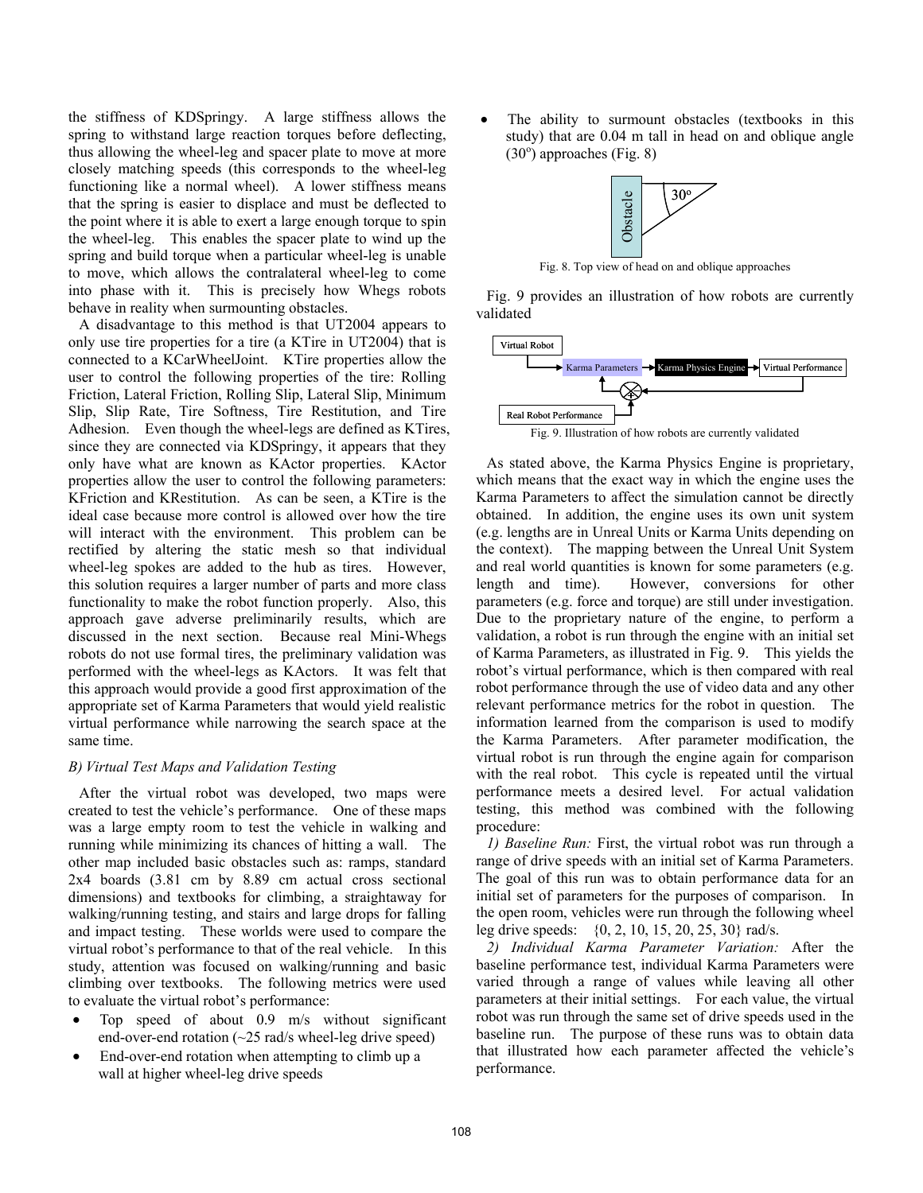the stiffness of KDSpringy. A large stiffness allows the spring to withstand large reaction torques before deflecting, thus allowing the wheel-leg and spacer plate to move at more closely matching speeds (this corresponds to the wheel-leg functioning like a normal wheel). A lower stiffness means that the spring is easier to displace and must be deflected to the point where it is able to exert a large enough torque to spin the wheel-leg. This enables the spacer plate to wind up the spring and build torque when a particular wheel-leg is unable to move, which allows the contralateral wheel-leg to come into phase with it. This is precisely how Whegs robots behave in reality when surmounting obstacles.

A disadvantage to this method is that UT2004 appears to only use tire properties for a tire (a KTire in UT2004) that is connected to a KCarWheelJoint. KTire properties allow the user to control the following properties of the tire: Rolling Friction, Lateral Friction, Rolling Slip, Lateral Slip, Minimum Slip, Slip Rate, Tire Softness, Tire Restitution, and Tire Adhesion. Even though the wheel-legs are defined as KTires, since they are connected via KDSpringy, it appears that they only have what are known as KActor properties. KActor properties allow the user to control the following parameters: KFriction and KRestitution. As can be seen, a KTire is the ideal case because more control is allowed over how the tire will interact with the environment. This problem can be rectified by altering the static mesh so that individual wheel-leg spokes are added to the hub as tires. However, this solution requires a larger number of parts and more class functionality to make the robot function properly. Also, this approach gave adverse preliminarily results, which are discussed in the next section. Because real Mini-Whegs robots do not use formal tires, the preliminary validation was performed with the wheel-legs as KActors. It was felt that this approach would provide a good first approximation of the appropriate set of Karma Parameters that would yield realistic virtual performance while narrowing the search space at the same time.

### *B) Virtual Test Maps and Validation Testing*

After the virtual robot was developed, two maps were created to test the vehicle's performance. One of these maps was a large empty room to test the vehicle in walking and running while minimizing its chances of hitting a wall. The other map included basic obstacles such as: ramps, standard 2x4 boards (3.81 cm by 8.89 cm actual cross sectional dimensions) and textbooks for climbing, a straightaway for walking/running testing, and stairs and large drops for falling and impact testing. These worlds were used to compare the virtual robot's performance to that of the real vehicle. In this study, attention was focused on walking/running and basic climbing over textbooks. The following metrics were used to evaluate the virtual robot's performance:

- Top speed of about 0.9 m/s without significant end-over-end rotation (~25 rad/s wheel-leg drive speed)
- End-over-end rotation when attempting to climb up a wall at higher wheel-leg drive speeds
- The ability to surmount obstacles (textbooks in this study) that are 0.04 m tall in head on and oblique angle ($30^{o}$) approaches (Fig. 8)

Fig. 8. Top view of head on and oblique approaches

Fig. 9 provides an illustration of how robots are currently validated

Fig. 9. Illustration of how robots are currently validated

As stated above, the Karma Physics Engine is proprietary, which means that the exact way in which the engine uses the Karma Parameters to affect the simulation cannot be directly obtained. In addition, the engine uses its own unit system (e.g. lengths are in Unreal Units or Karma Units depending on the context). The mapping between the Unreal Unit System and real world quantities is known for some parameters (e.g. length and time). However, conversions for other parameters (e.g. force and torque) are still under investigation. Due to the proprietary nature of the engine, to perform a validation, a robot is run through the engine with an initial set of Karma Parameters, as illustrated in Fig. 9. This yields the robot's virtual performance, which is then compared with real robot performance through the use of video data and any other relevant performance metrics for the robot in question. The information learned from the comparison is used to modify the Karma Parameters. After parameter modification, the virtual robot is run through the engine again for comparison with the real robot. This cycle is repeated until the virtual performance meets a desired level. For actual validation testing, this method was combined with the following procedure:

*1) Baseline Run:* First, the virtual robot was run through a range of drive speeds with an initial set of Karma Parameters. The goal of this run was to obtain performance data for an initial set of parameters for the purposes of comparison. In the open room, vehicles were run through the following wheel leg drive speeds: {0, 2, 10, 15, 20, 25, 30} rad/s.

*2) Individual Karma Parameter Variation:* After the baseline performance test, individual Karma Parameters were varied through a range of values while leaving all other parameters at their initial settings. For each value, the virtual robot was run through the same set of drive speeds used in the baseline run. The purpose of these runs was to obtain data that illustrated how each parameter affected the vehicle's performance.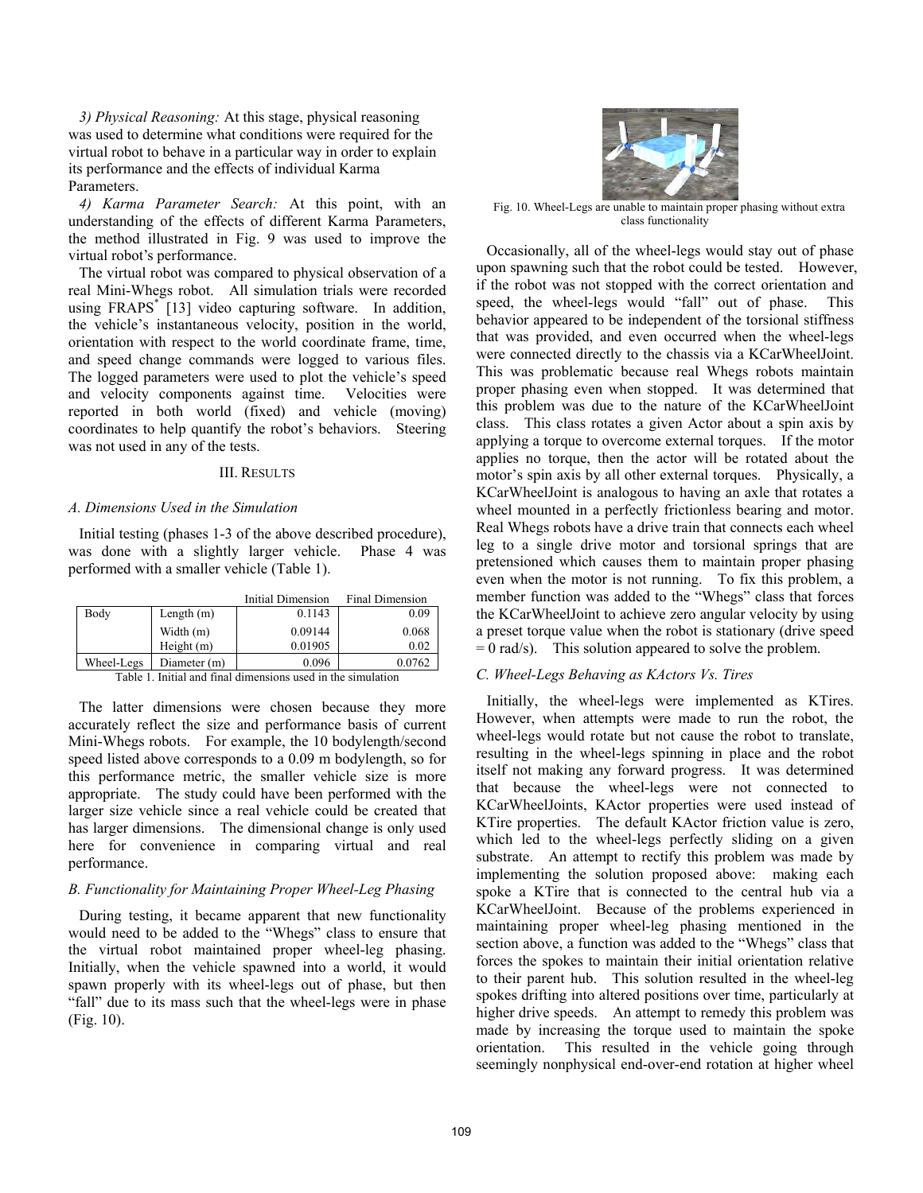*3) Physical Reasoning:* At this stage, physical reasoning was used to determine what conditions were required for the virtual robot to behave in a particular way in order to explain its performance and the effects of individual Karma Parameters.

*4) Karma Parameter Search:* At this point, with an understanding of the effects of different Karma Parameters, the method illustrated in Fig. 9 was used to improve the virtual robot's performance.

The virtual robot was compared to physical observation of a real Mini-Whegs robot. All simulation trials were recorded using FRAPS* [13] video capturing software. In addition, the vehicle's instantaneous velocity, position in the world, orientation with respect to the world coordinate frame, time, and speed change commands were logged to various files. The logged parameters were used to plot the vehicle's speed and velocity components against time. Velocities were reported in both world (fixed) and vehicle (moving) coordinates to help quantify the robot's behaviors. Steering was not used in any of the tests.

## III. Results

### A. Dimensions Used in the Simulation

Initial testing (phases 1-3 of the above described procedure), was done with a slightly larger vehicle. Phase 4 was performed with a smaller vehicle (Table 1).

| | | Initial Dimension | Final Dimension |
|---|---|---|---|
| Body | Length (m) | 0.1143 | 0.09 |
| | Width (m) | 0.09144 | 0.068 |
| | Height (m) | 0.01905 | 0.02 |
| Wheel-Legs | Diameter (m) | 0.096 | 0.0762 |

Table 1. Initial and final dimensions used in the simulation

The latter dimensions were chosen because they more accurately reflect the size and performance basis of current Mini-Whegs robots. For example, the 10 bodylength/second speed listed above corresponds to a 0.09 m bodylength, so for this performance metric, the smaller vehicle size is more appropriate. The study could have been performed with the larger size vehicle since a real vehicle could be created that has larger dimensions. The dimensional change is only used here for convenience in comparing virtual and real performance.

### B. Functionality for Maintaining Proper Wheel-Leg Phasing

During testing, it became apparent that new functionality would need to be added to the "Whegs" class to ensure that the virtual robot maintained proper wheel-leg phasing. Initially, when the vehicle spawned into a world, it would spawn properly with its wheel-legs out of phase, but then "fall" due to its mass such that the wheel-legs were in phase (Fig. 10).

Fig. 10. Wheel-Legs are unable to maintain proper phasing without extra class functionality

Occasionally, all of the wheel-legs would stay out of phase upon spawning such that the robot could be tested. However, if the robot was not stopped with the correct orientation and speed, the wheel-legs would "fall" out of phase. This behavior appeared to be independent of the torsional stiffness that was provided, and even occurred when the wheel-legs were connected directly to the chassis via a KCarWheelJoint. This was problematic because real Whegs robots maintain proper phasing even when stopped. It was determined that this problem was due to the nature of the KCarWheelJoint class. This class rotates a given Actor about a spin axis by applying a torque to overcome external torques. If the motor applies no torque, then the actor will be rotated about the motor's spin axis by all other external torques. Physically, a KCarWheelJoint is analogous to having an axle that rotates a wheel mounted in a perfectly frictionless bearing and motor. Real Whegs robots have a drive train that connects each wheel leg to a single drive motor and torsional springs that are pretensioned which causes them to maintain proper phasing even when the motor is not running. To fix this problem, a member function was added to the "Whegs" class that forces the KCarWheelJoint to achieve zero angular velocity by using a preset torque value when the robot is stationary (drive speed = 0 rad/s). This solution appeared to solve the problem.

### C. Wheel-Legs Behaving as KActors Vs. Tires

Initially, the wheel-legs were implemented as KTires. However, when attempts were made to run the robot, the wheel-legs would rotate but not cause the robot to translate, resulting in the wheel-legs spinning in place and the robot itself not making any forward progress. It was determined that because the wheel-legs were not connected to KCarWheelJoints, KActor properties were used instead of KTire properties. The default KActor friction value is zero, which led to the wheel-legs perfectly sliding on a given substrate. An attempt to rectify this problem was made by implementing the solution proposed above: making each spoke a KTire that is connected to the central hub via a KCarWheelJoint. Because of the problems experienced in maintaining proper wheel-leg phasing mentioned in the section above, a function was added to the "Whegs" class that forces the spokes to maintain their initial orientation relative to their parent hub. This solution resulted in the wheel-leg spokes drifting into altered positions over time, particularly at higher drive speeds. An attempt to remedy this problem was made by increasing the torque used to maintain the spoke orientation. This resulted in the vehicle going through seemingly nonphysical end-over-end rotation at higher wheel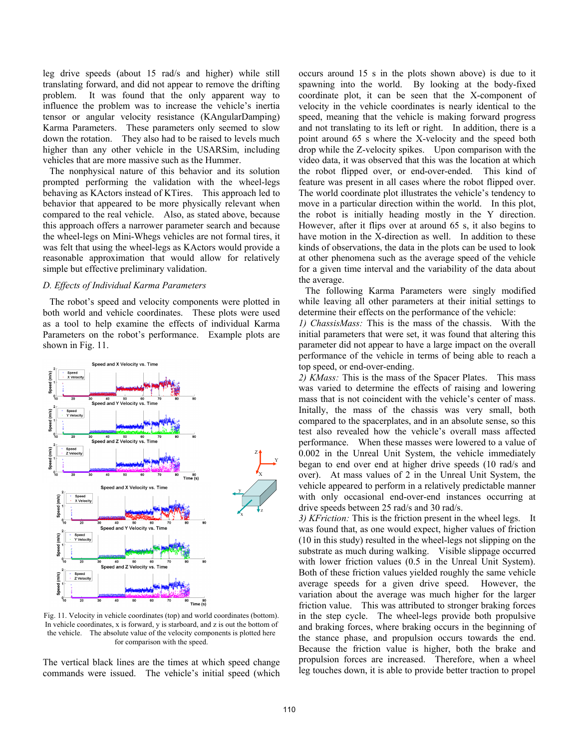leg drive speeds (about 15 rad/s and higher) while still translating forward, and did not appear to remove the drifting problem. It was found that the only apparent way to influence the problem was to increase the vehicle's inertia tensor or angular velocity resistance (KAngularDamping) Karma Parameters. These parameters only seemed to slow down the rotation. They also had to be raised to levels much higher than any other vehicle in the USARSim, including vehicles that are more massive such as the Hummer.

The nonphysical nature of this behavior and its solution prompted performing the validation with the wheel-legs behaving as KActors instead of KTires. This approach led to behavior that appeared to be more physically relevant when compared to the real vehicle. Also, as stated above, because this approach offers a narrower parameter search and because the wheel-legs on Mini-Whegs vehicles are not formal tires, it was felt that using the wheel-legs as KActors would provide a reasonable approximation that would allow for relatively simple but effective preliminary validation.

### D. Effects of Individual Karma Parameters

The robot's speed and velocity components were plotted in both world and vehicle coordinates. These plots were used as a tool to help examine the effects of individual Karma Parameters on the robot's performance. Example plots are shown in Fig. 11.

Fig. 11. Velocity in vehicle coordinates (top) and world coordinates (bottom). In vehicle coordinates, x is forward, y is starboard, and z is out the bottom of the vehicle. The absolute value of the velocity components is plotted here for comparison with the speed.

The vertical black lines are the times at which speed change commands were issued. The vehicle's initial speed (which occurs around 15 s in the plots shown above) is due to it spawning into the world. By looking at the body-fixed coordinate plot, it can be seen that the X-component of velocity in the vehicle coordinates is nearly identical to the speed, meaning that the vehicle is making forward progress and not translating to its left or right. In addition, there is a point around 65 s where the X-velocity and the speed both drop while the Z-velocity spikes. Upon comparison with the video data, it was observed that this was the location at which the robot flipped over, or end-over-ended. This kind of feature was present in all cases where the robot flipped over. The world coordinate plot illustrates the vehicle's tendency to move in a particular direction within the world. In this plot, the robot is initially heading mostly in the Y direction. However, after it flips over at around 65 s, it also begins to have motion in the X-direction as well. In addition to these kinds of observations, the data in the plots can be used to look at other phenomena such as the average speed of the vehicle for a given time interval and the variability of the data about the average.

The following Karma Parameters were singly modified while leaving all other parameters at their initial settings to determine their effects on the performance of the vehicle:

1) *ChassisMass:* This is the mass of the chassis. With the initial parameters that were set, it was found that altering this parameter did not appear to have a large impact on the overall performance of the vehicle in terms of being able to reach a top speed, or end-over-ending.

2) *KMass:* This is the mass of the Spacer Plates. This mass was varied to determine the effects of raising and lowering mass that is not coincident with the vehicle's center of mass. Initially, the mass of the chassis was very small, both compared to the spacerplates, and in an absolute sense, so this test also revealed how the vehicle's overall mass affected performance. When these masses were lowered to a value of 0.002 in the Unreal Unit System, the vehicle immediately began to end over end at higher drive speeds (10 rad/s and over). At mass values of 2 in the Unreal Unit System, the vehicle appeared to perform in a relatively predictable manner with only occasional end-over-end instances occurring at drive speeds between 25 rad/s and 30 rad/s.

3) *KFriction:* This is the friction present in the wheel legs. It was found that, as one would expect, higher values of friction (10 in this study) resulted in the wheel-legs not slipping on the substrate as much during walking. Visible slippage occurred with lower friction values (0.5 in the Unreal Unit System). Both of these friction values yielded roughly the same vehicle average speeds for a given drive speed. However, the variation about the average was much higher for the larger friction value. This was attributed to stronger braking forces in the step cycle. The wheel-legs provide both propulsive and braking forces, where braking occurs in the beginning of the stance phase, and propulsion occurs towards the end. Because the friction value is higher, both the brake and propulsion forces are increased. Therefore, when a wheel leg touches down, it is able to provide better traction to propel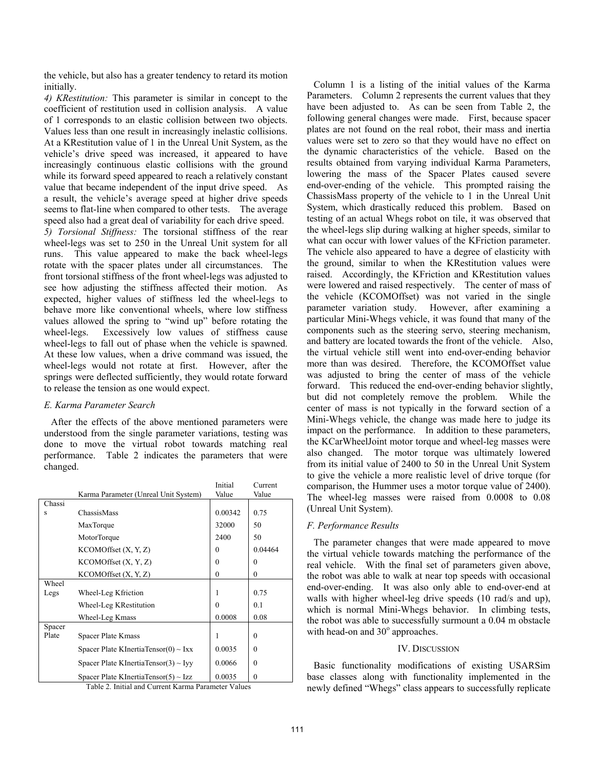the vehicle, but also has a greater tendency to retard its motion initially.

*4) KRestitution:* This parameter is similar in concept to the coefficient of restitution used in collision analysis. A value of 1 corresponds to an elastic collision between two objects. Values less than one result in increasingly inelastic collisions. At a KRestitution value of 1 in the Unreal Unit System, as the vehicle's drive speed was increased, it appeared to have increasingly continuous elastic collisions with the ground while its forward speed appeared to reach a relatively constant value that became independent of the input drive speed. As a result, the vehicle's average speed at higher drive speeds seems to flat-line when compared to other tests. The average speed also had a great deal of variability for each drive speed.

*5) Torsional Stiffness:* The torsional stiffness of the rear wheel-legs was set to 250 in the Unreal Unit system for all runs. This value appeared to make the back wheel-legs rotate with the spacer plates under all circumstances. The front torsional stiffness of the front wheel-legs was adjusted to see how adjusting the stiffness affected their motion. As expected, higher values of stiffness led the wheel-legs to behave more like conventional wheels, where low stiffness values allowed the spring to "wind up" before rotating the wheel-legs. Excessively low values of stiffness cause wheel-legs to fall out of phase when the vehicle is spawned. At these low values, when a drive command was issued, the wheel-legs would not rotate at first. However, after the springs were deflected sufficiently, they would rotate forward to release the tension as one would expect.

### *E. Karma Parameter Search*

After the effects of the above mentioned parameters were understood from the single parameter variations, testing was done to move the virtual robot towards matching real performance. Table 2 indicates the parameters that were changed.

| | Karma Parameter (Unreal Unit System) | Initial Value | Current Value |
|---|---|---|---|
| Chassis | ChassisMass | 0.00342 | 0.75 |
| | MaxTorque | 32000 | 50 |
| | MotorTorque | 2400 | 50 |
| | KCOMOffset (X, Y, Z) | 0 | 0.04464 |
| | KCOMOffset (X, Y, Z) | 0 | 0 |
| | KCOMOffset (X, Y, Z) | 0 | 0 |
| Wheel Legs | Wheel-Leg Kfriction | 1 | 0.75 |
| | Wheel-Leg KRestitution | 0 | 0.1 |
| | Wheel-Leg Kmass | 0.0008 | 0.08 |
| Spacer Plate | Spacer Plate Kmass | 1 | 0 |
| | Spacer Plate KInertiaTensor(0) ~ Ixx | 0.0035 | 0 |
| | Spacer Plate KInertiaTensor(3) ~ Iyy | 0.0066 | 0 |
| | Spacer Plate KInertiaTensor(5) ~ Izz | 0.0035 | 0 |

Table 2. Initial and Current Karma Parameter Values

Column 1 is a listing of the initial values of the Karma Parameters. Column 2 represents the current values that they have been adjusted to. As can be seen from Table 2, the following general changes were made. First, because spacer plates are not found on the real robot, their mass and inertia values were set to zero so that they would have no effect on the dynamic characteristics of the vehicle. Based on the results obtained from varying individual Karma Parameters, lowering the mass of the Spacer Plates caused severe end-over-ending of the vehicle. This prompted raising the ChassisMass property of the vehicle to 1 in the Unreal Unit System, which drastically reduced this problem. Based on testing of an actual Whegs robot on tile, it was observed that the wheel-legs slip during walking at higher speeds, similar to what can occur with lower values of the KFriction parameter. The vehicle also appeared to have a degree of elasticity with the ground, similar to when the KRestitution values were raised. Accordingly, the KFriction and KRestitution values were lowered and raised respectively. The center of mass of the vehicle (KCOMOffset) was not varied in the single parameter variation study. However, after examining a particular Mini-Whegs vehicle, it was found that many of the components such as the steering servo, steering mechanism, and battery are located towards the front of the vehicle. Also, the virtual vehicle still went into end-over-ending behavior more than was desired. Therefore, the KCOMOffset value was adjusted to bring the center of mass of the vehicle forward. This reduced the end-over-ending behavior slightly, but did not completely remove the problem. While the center of mass is not typically in the forward section of a Mini-Whegs vehicle, the change was made here to judge its impact on the performance. In addition to these parameters, the KCarWheelJoint motor torque and wheel-leg masses were also changed. The motor torque was ultimately lowered from its initial value of 2400 to 50 in the Unreal Unit System to give the vehicle a more realistic level of drive torque (for comparison, the Hummer uses a motor torque value of 2400). The wheel-leg masses were raised from 0.0008 to 0.08 (Unreal Unit System).

### *F. Performance Results*

The parameter changes that were made appeared to move the virtual vehicle towards matching the performance of the real vehicle. With the final set of parameters given above, the robot was able to walk at near top speeds with occasional end-over-ending. It was also only able to end-over-end at walls with higher wheel-leg drive speeds (10 rad/s and up), which is normal Mini-Whegs behavior. In climbing tests, the robot was able to successfully surmount a 0.04 m obstacle with head-on and $30^{o}$ approaches.

## IV. Discussion

Basic functionality modifications of existing USARSim base classes along with functionality implemented in the newly defined "Whegs" class appears to successfully replicate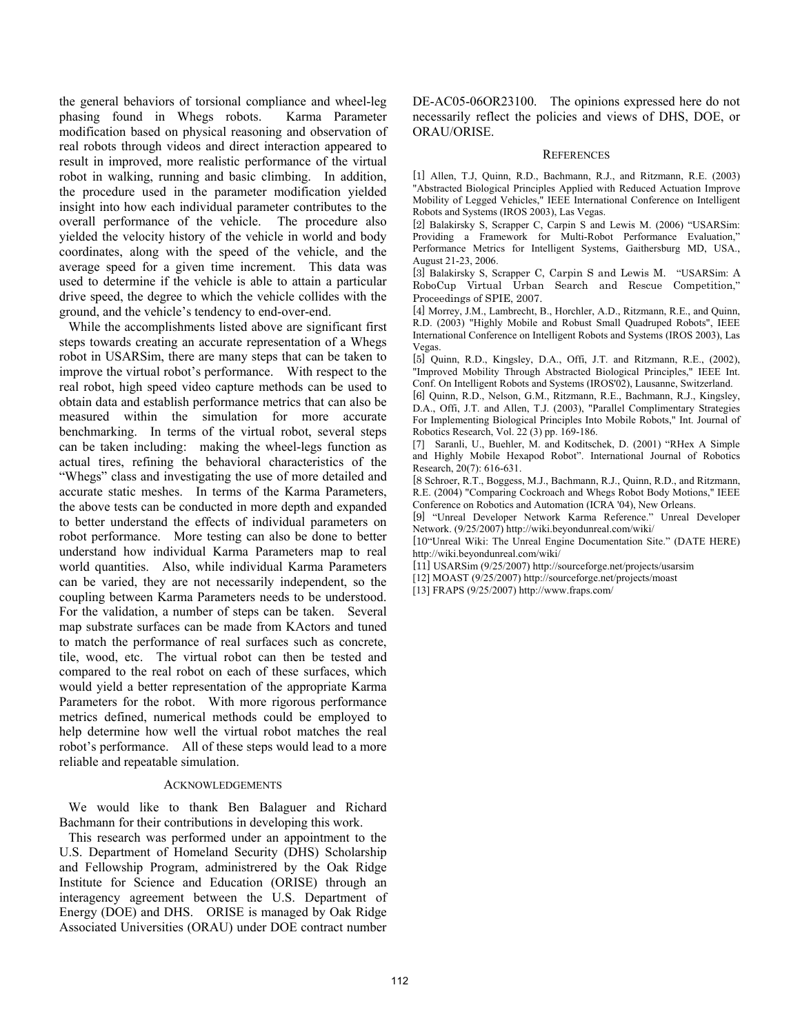the general behaviors of torsional compliance and wheel-leg phasing found in Whegs robots. Karma Parameter modification based on physical reasoning and observation of real robots through videos and direct interaction appeared to result in improved, more realistic performance of the virtual robot in walking, running and basic climbing. In addition, the procedure used in the parameter modification yielded insight into how each individual parameter contributes to the overall performance of the vehicle. The procedure also yielded the velocity history of the vehicle in world and body coordinates, along with the speed of the vehicle, and the average speed for a given time increment. This data was used to determine if the vehicle is able to attain a particular drive speed, the degree to which the vehicle collides with the ground, and the vehicle's tendency to end-over-end.

While the accomplishments listed above are significant first steps towards creating an accurate representation of a Whegs robot in USARSim, there are many steps that can be taken to improve the virtual robot's performance. With respect to the real robot, high speed video capture methods can be used to obtain data and establish performance metrics that can also be measured within the simulation for more accurate benchmarking. In terms of the virtual robot, several steps can be taken including: making the wheel-legs function as actual tires, refining the behavioral characteristics of the "Whegs" class and investigating the use of more detailed and accurate static meshes. In terms of the Karma Parameters, the above tests can be conducted in more depth and expanded to better understand the effects of individual parameters on robot performance. More testing can also be done to better understand how individual Karma Parameters map to real world quantities. Also, while individual Karma Parameters can be varied, they are not necessarily independent, so the coupling between Karma Parameters needs to be understood. For the validation, a number of steps can be taken. Several map substrate surfaces can be made from KActors and tuned to match the performance of real surfaces such as concrete, tile, wood, etc. The virtual robot can then be tested and compared to the real robot on each of these surfaces, which would yield a better representation of the appropriate Karma Parameters for the robot. With more rigorous performance metrics defined, numerical methods could be employed to help determine how well the virtual robot matches the real robot's performance. All of these steps would lead to a more reliable and repeatable simulation.

## Acknowledgements

We would like to thank Ben Balaguer and Richard Bachmann for their contributions in developing this work.

This research was performed under an appointment to the U.S. Department of Homeland Security (DHS) Scholarship and Fellowship Program, administrered by the Oak Ridge Institute for Science and Education (ORISE) through an interagency agreement between the U.S. Department of Energy (DOE) and DHS. ORISE is managed by Oak Ridge Associated Universities (ORAU) under DOE contract number DE-AC05-06OR23100. The opinions expressed here do not necessarily reflect the policies and views of DHS, DOE, or ORAU/ORISE.

## References

[1] Allen, T.J, Quinn, R.D., Bachmann, R.J., and Ritzmann, R.E. (2003) "Abstracted Biological Principles Applied with Reduced Actuation Improve Mobility of Legged Vehicles," IEEE International Conference on Intelligent Robots and Systems (IROS 2003), Las Vegas.

[2] Balakirsky S, Scrapper C, Carpin S and Lewis M. (2006) "USARSim: Providing a Framework for Multi-Robot Performance Evaluation," Performance Metrics for Intelligent Systems, Gaithersburg MD, USA., August 21-23, 2006.

[3] Balakirsky S, Scrapper C, Carpin S and Lewis M. "USARSim: A RoboCup Virtual Urban Search and Rescue Competition," Proceedings of SPIE, 2007.

[4] Morrey, J.M., Lambrecht, B., Horchler, A.D., Ritzmann, R.E., and Quinn, R.D. (2003) "Highly Mobile and Robust Small Quadruped Robots", IEEE International Conference on Intelligent Robots and Systems (IROS 2003), Las Vegas.

[5] Quinn, R.D., Kingsley, D.A., Offi, J.T. and Ritzmann, R.E., (2002), "Improved Mobility Through Abstracted Biological Principles," IEEE Int. Conf. On Intelligent Robots and Systems (IROS'02), Lausanne, Switzerland.

[6] Quinn, R.D., Nelson, G.M., Ritzmann, R.E., Bachmann, R.J., Kingsley, D.A., Offi, J.T. and Allen, T.J. (2003), "Parallel Complimentary Strategies For Implementing Biological Principles Into Mobile Robots," Int. Journal of Robotics Research, Vol. 22 (3) pp. 169-186.

[7] Saranli, U., Buehler, M. and Koditschek, D. (2001) "RHex A Simple and Highly Mobile Hexapod Robot". International Journal of Robotics Research, 20(7): 616-631.

[8 Schroer, R.T., Boggess, M.J., Bachmann, R.J., Quinn, R.D., and Ritzmann, R.E. (2004) "Comparing Cockroach and Whegs Robot Body Motions," IEEE Conference on Robotics and Automation (ICRA '04), New Orleans.

[9] "Unreal Developer Network Karma Reference." Unreal Developer Network. (9/25/2007) http://wiki.beyondunreal.com/wiki/

[10"Unreal Wiki: The Unreal Engine Documentation Site." (DATE HERE) http://wiki.beyondunreal.com/wiki/

[11] USARSim (9/25/2007) http://sourceforge.net/projects/usarsim

[12] MOAST (9/25/2007) http://sourceforge.net/projects/moast

[13] FRAPS (9/25/2007) http://www.fraps.com/